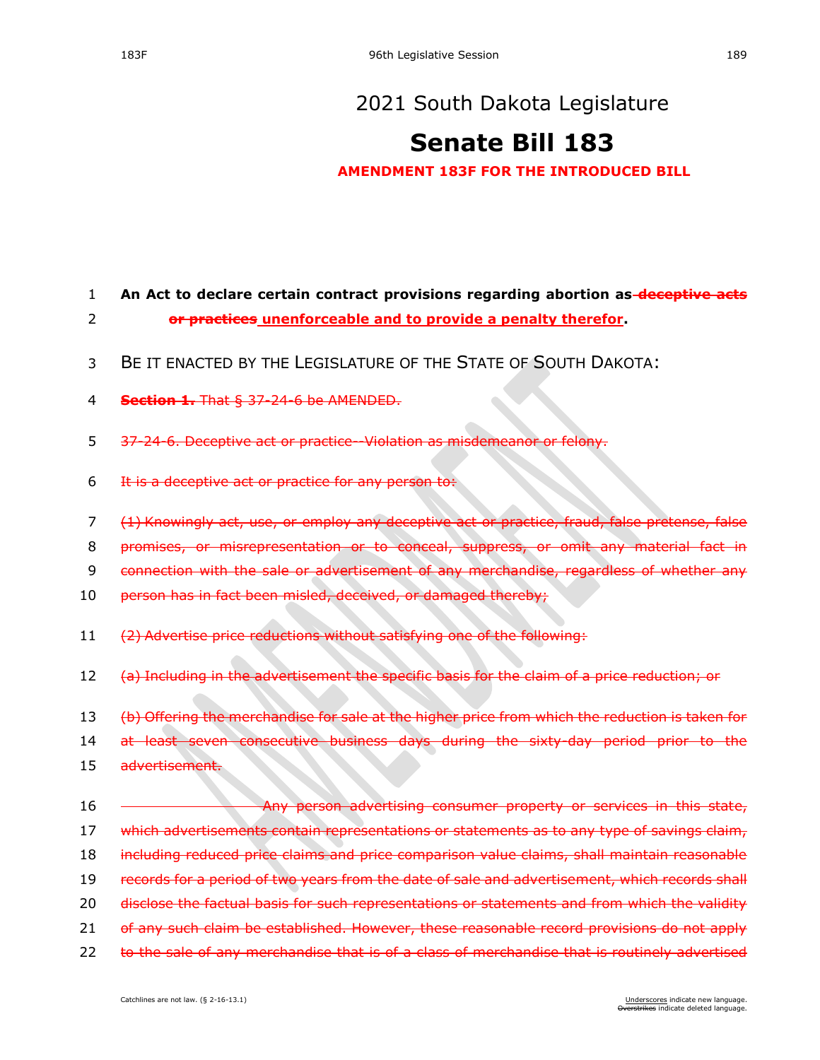# 2021 South Dakota Legislature

# Senate Bill 183

**AMENDMENT 183F FOR THE INTRODUCED BILL**

**An Act to declare certain contract provisions regarding abortion as ~~deceptive acts or practices~~ unenforceable and to provide a penalty therefor.**

BE IT ENACTED BY THE LEGISLATURE OF THE STATE OF SOUTH DAKOTA:

~~**Section 1.** That § 37-24-6 be AMENDED.~~

~~37-24-6. Deceptive act or practice--Violation as misdemeanor or felony.~~

~~It is a deceptive act or practice for any person to:~~

~~(1) Knowingly act, use, or employ any deceptive act or practice, fraud, false pretense, false promises, or misrepresentation or to conceal, suppress, or omit any material fact in connection with the sale or advertisement of any merchandise, regardless of whether any person has in fact been misled, deceived, or damaged thereby;~~

~~(2) Advertise price reductions without satisfying one of the following:~~

~~(a) Including in the advertisement the specific basis for the claim of a price reduction; or~~

~~(b) Offering the merchandise for sale at the higher price from which the reduction is taken for at least seven consecutive business days during the sixty-day period prior to the advertisement.~~

~~Any person advertising consumer property or services in this state, which advertisements contain representations or statements as to any type of savings claim, including reduced price claims and price comparison value claims, shall maintain reasonable records for a period of two years from the date of sale and advertisement, which records shall disclose the factual basis for such representations or statements and from which the validity of any such claim be established. However, these reasonable record provisions do not apply to the sale of any merchandise that is of a class of merchandise that is routinely advertised~~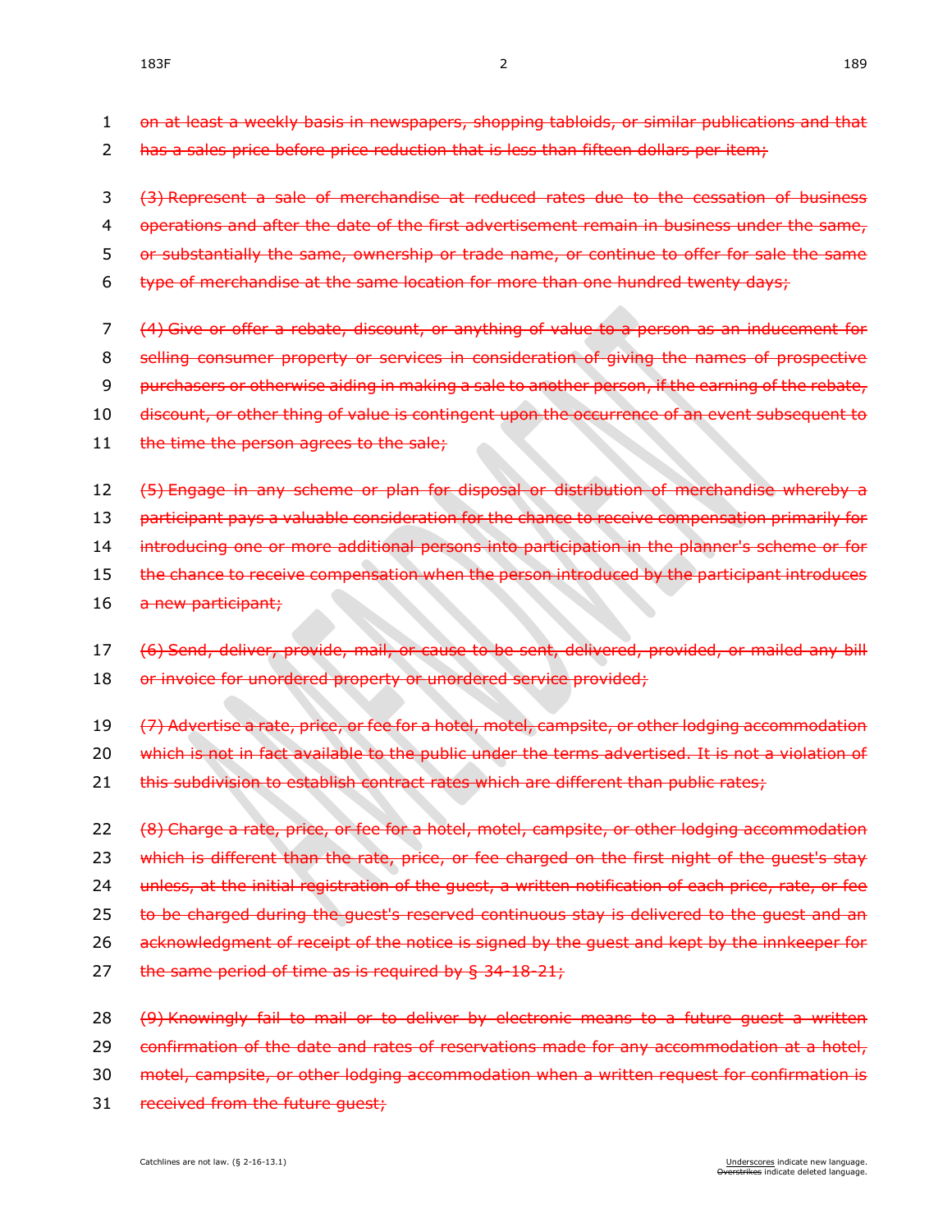on at least a weekly basis in newspapers, shopping tabloids, or similar publications and that has a sales price before price reduction that is less than fifteen dollars per item;

(3) Represent a sale of merchandise at reduced rates due to the cessation of business operations and after the date of the first advertisement remain in business under the same, or substantially the same, ownership or trade name, or continue to offer for sale the same type of merchandise at the same location for more than one hundred twenty days;

(4) Give or offer a rebate, discount, or anything of value to a person as an inducement for selling consumer property or services in consideration of giving the names of prospective purchasers or otherwise aiding in making a sale to another person, if the earning of the rebate, discount, or other thing of value is contingent upon the occurrence of an event subsequent to the time the person agrees to the sale;

(5) Engage in any scheme or plan for disposal or distribution of merchandise whereby a participant pays a valuable consideration for the chance to receive compensation primarily for introducing one or more additional persons into participation in the planner's scheme or for the chance to receive compensation when the person introduced by the participant introduces a new participant;

(6) Send, deliver, provide, mail, or cause to be sent, delivered, provided, or mailed any bill or invoice for unordered property or unordered service provided;

(7) Advertise a rate, price, or fee for a hotel, motel, campsite, or other lodging accommodation which is not in fact available to the public under the terms advertised. It is not a violation of this subdivision to establish contract rates which are different than public rates;

(8) Charge a rate, price, or fee for a hotel, motel, campsite, or other lodging accommodation which is different than the rate, price, or fee charged on the first night of the guest's stay unless, at the initial registration of the guest, a written notification of each price, rate, or fee to be charged during the guest's reserved continuous stay is delivered to the guest and an acknowledgment of receipt of the notice is signed by the guest and kept by the innkeeper for the same period of time as is required by § 34-18-21;

(9) Knowingly fail to mail or to deliver by electronic means to a future guest a written confirmation of the date and rates of reservations made for any accommodation at a hotel, motel, campsite, or other lodging accommodation when a written request for confirmation is received from the future guest;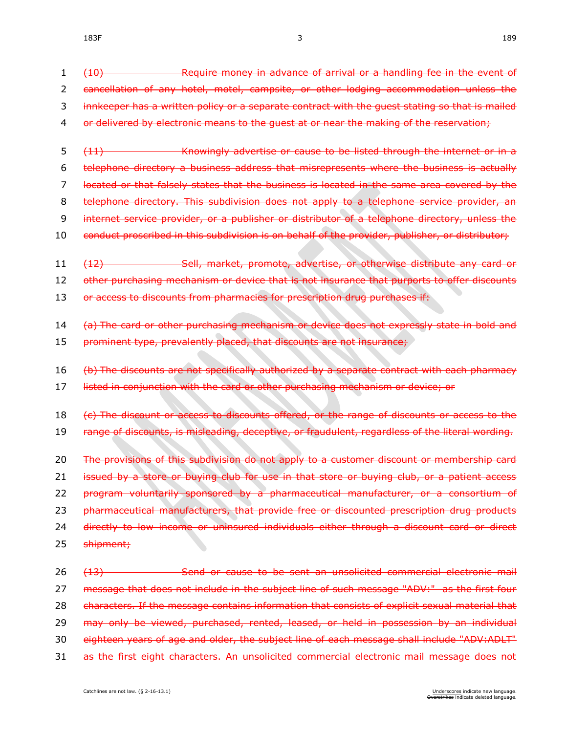~~(10) Require money in advance of arrival or a handling fee in the event of cancellation of any hotel, motel, campsite, or other lodging accommodation unless the innkeeper has a written policy or a separate contract with the guest stating so that is mailed or delivered by electronic means to the guest at or near the making of the reservation;~~

~~(11) Knowingly advertise or cause to be listed through the internet or in a telephone directory a business address that misrepresents where the business is actually located or that falsely states that the business is located in the same area covered by the telephone directory. This subdivision does not apply to a telephone service provider, an internet service provider, or a publisher or distributor of a telephone directory, unless the conduct proscribed in this subdivision is on behalf of the provider, publisher, or distributor;~~

~~(12) Sell, market, promote, advertise, or otherwise distribute any card or other purchasing mechanism or device that is not insurance that purports to offer discounts or access to discounts from pharmacies for prescription drug purchases if:~~

~~(a) The card or other purchasing mechanism or device does not expressly state in bold and prominent type, prevalently placed, that discounts are not insurance;~~

~~(b) The discounts are not specifically authorized by a separate contract with each pharmacy listed in conjunction with the card or other purchasing mechanism or device; or~~

~~(c) The discount or access to discounts offered, or the range of discounts or access to the range of discounts, is misleading, deceptive, or fraudulent, regardless of the literal wording.~~

~~The provisions of this subdivision do not apply to a customer discount or membership card issued by a store or buying club for use in that store or buying club, or a patient access program voluntarily sponsored by a pharmaceutical manufacturer, or a consortium of pharmaceutical manufacturers, that provide free or discounted prescription drug products directly to low income or uninsured individuals either through a discount card or direct shipment;~~

~~(13) Send or cause to be sent an unsolicited commercial electronic mail message that does not include in the subject line of such message "ADV:" as the first four characters. If the message contains information that consists of explicit sexual material that may only be viewed, purchased, rented, leased, or held in possession by an individual eighteen years of age and older, the subject line of each message shall include "ADV:ADLT" as the first eight characters. An unsolicited commercial electronic mail message does not~~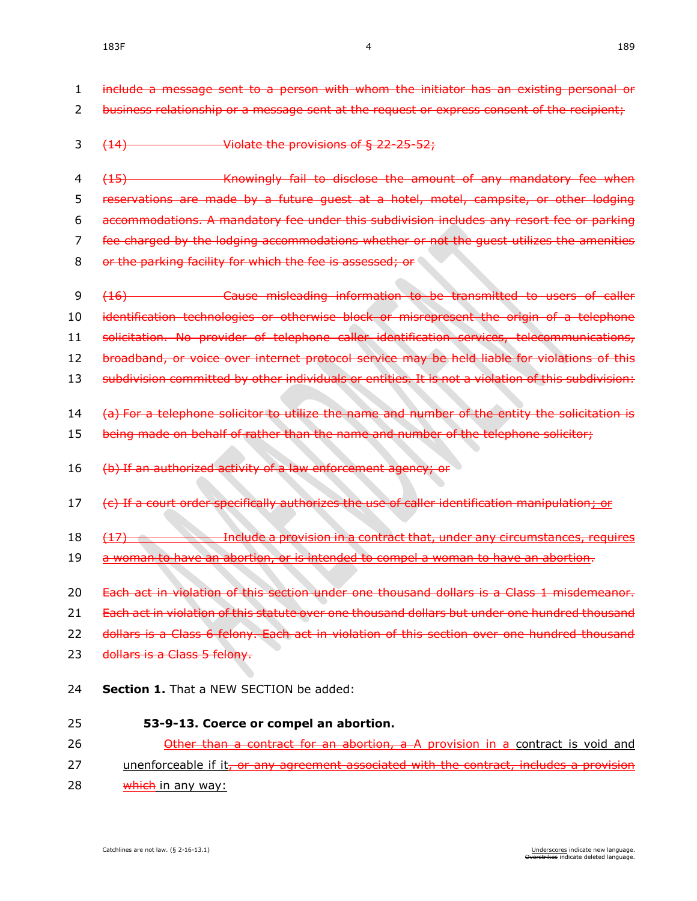1 ~~include a message sent to a person with whom the initiator has an existing personal or~~
2 ~~business relationship or a message sent at the request or express consent of the recipient;~~

3 ~~(14) Violate the provisions of § 22-25-52;~~

4 ~~(15) Knowingly fail to disclose the amount of any mandatory fee when~~
5 ~~reservations are made by a future guest at a hotel, motel, campsite, or other lodging~~
6 ~~accommodations. A mandatory fee under this subdivision includes any resort fee or parking~~
7 ~~fee charged by the lodging accommodations whether or not the guest utilizes the amenities~~
8 ~~or the parking facility for which the fee is assessed; or~~

9 ~~(16) Cause misleading information to be transmitted to users of caller~~
10 ~~identification technologies or otherwise block or misrepresent the origin of a telephone~~
11 ~~solicitation. No provider of telephone caller identification services, telecommunications,~~
12 ~~broadband, or voice over internet protocol service may be held liable for violations of this~~
13 ~~subdivision committed by other individuals or entities. It is not a violation of this subdivision:~~

14 ~~(a) For a telephone solicitor to utilize the name and number of the entity the solicitation is~~
15 ~~being made on behalf of rather than the name and number of the telephone solicitor;~~

16 ~~(b) If an authorized activity of a law enforcement agency; or~~

17 ~~(c) If a court order specifically authorizes the use of caller identification manipulation; or~~

18 ~~(17) Include a provision in a contract that, under any circumstances, requires~~
19 ~~a woman to have an abortion, or is intended to compel a woman to have an abortion.~~

20 ~~Each act in violation of this section under one thousand dollars is a Class 1 misdemeanor.~~
21 ~~Each act in violation of this statute over one thousand dollars but under one hundred thousand~~
22 ~~dollars is a Class 6 felony. Each act in violation of this section over one hundred thousand~~
23 ~~dollars is a Class 5 felony.~~

24 **Section 1.** That a NEW SECTION be added:

25 **53-9-13. Coerce or compel an abortion.**

26 ~~Other than a contract for an abortion, a~~ A provision in a contract is void and
27 unenforceable if it~~, or any agreement associated with the contract, includes a provision~~
28 ~~which~~ in any way: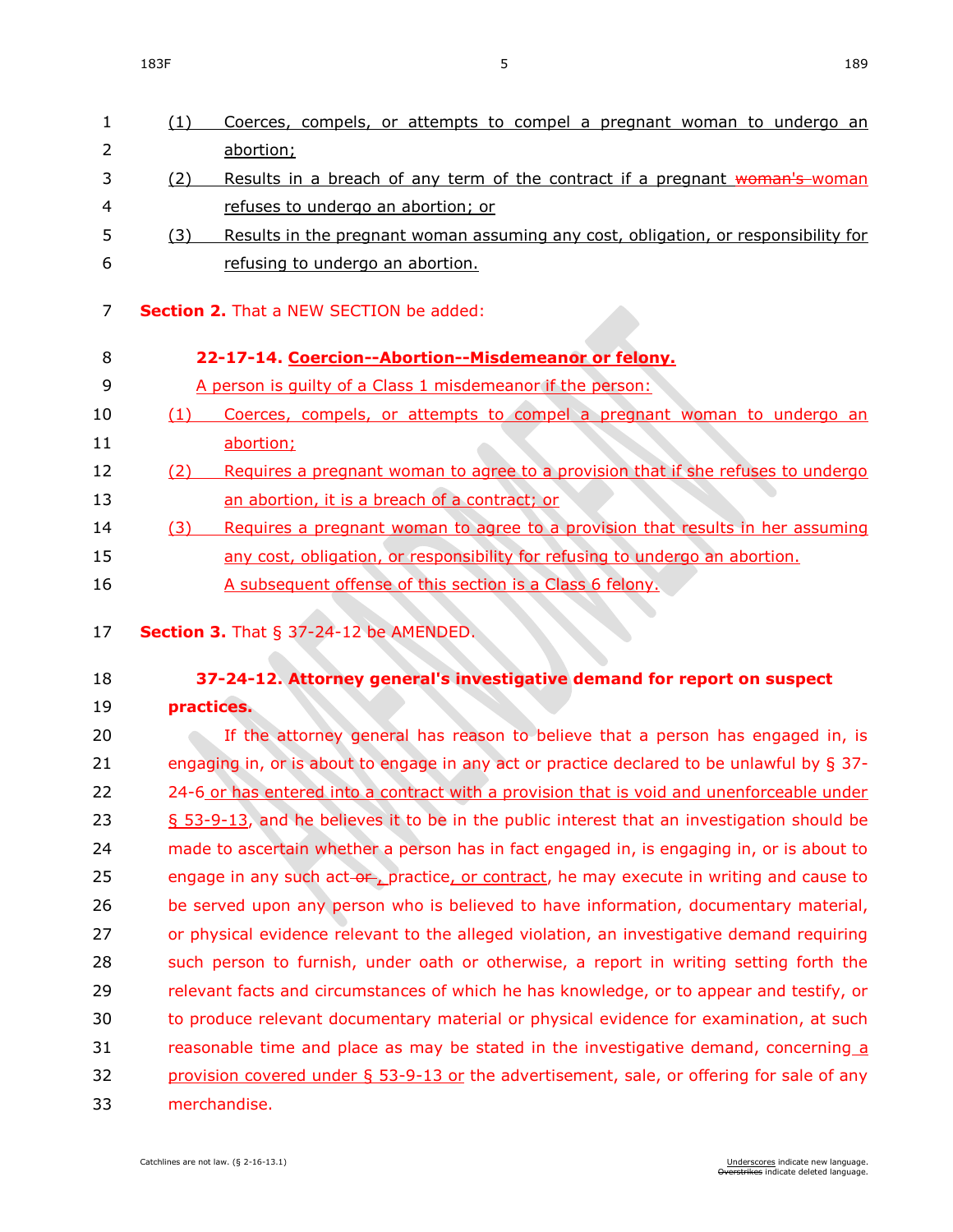(1) Coerces, compels, or attempts to compel a pregnant woman to undergo an abortion;

(2) Results in a breach of any term of the contract if a pregnant ~~woman's~~ woman refuses to undergo an abortion; or

(3) Results in the pregnant woman assuming any cost, obligation, or responsibility for refusing to undergo an abortion.

**Section 2.** That a NEW SECTION be added:

**22-17-14. Coercion--Abortion--Misdemeanor or felony.**

A person is guilty of a Class 1 misdemeanor if the person:

(1) Coerces, compels, or attempts to compel a pregnant woman to undergo an abortion;

(2) Requires a pregnant woman to agree to a provision that if she refuses to undergo an abortion, it is a breach of a contract; or

(3) Requires a pregnant woman to agree to a provision that results in her assuming any cost, obligation, or responsibility for refusing to undergo an abortion.

A subsequent offense of this section is a Class 6 felony.

**Section 3.** That § 37-24-12 be AMENDED.

**37-24-12. Attorney general's investigative demand for report on suspect practices.**

If the attorney general has reason to believe that a person has engaged in, is engaging in, or is about to engage in any act or practice declared to be unlawful by § 37-24-6 or has entered into a contract with a provision that is void and unenforceable under § 53-9-13, and he believes it to be in the public interest that an investigation should be made to ascertain whether a person has in fact engaged in, is engaging in, or is about to engage in any such act ~~or~~, practice, or contract, he may execute in writing and cause to be served upon any person who is believed to have information, documentary material, or physical evidence relevant to the alleged violation, an investigative demand requiring such person to furnish, under oath or otherwise, a report in writing setting forth the relevant facts and circumstances of which he has knowledge, or to appear and testify, or to produce relevant documentary material or physical evidence for examination, at such reasonable time and place as may be stated in the investigative demand, concerning a provision covered under § 53-9-13 or the advertisement, sale, or offering for sale of any merchandise.

Catchlines are not law. (§ 2-16-13.1)

Underscores indicate new language. ~~Overstrikes~~ indicate deleted language.